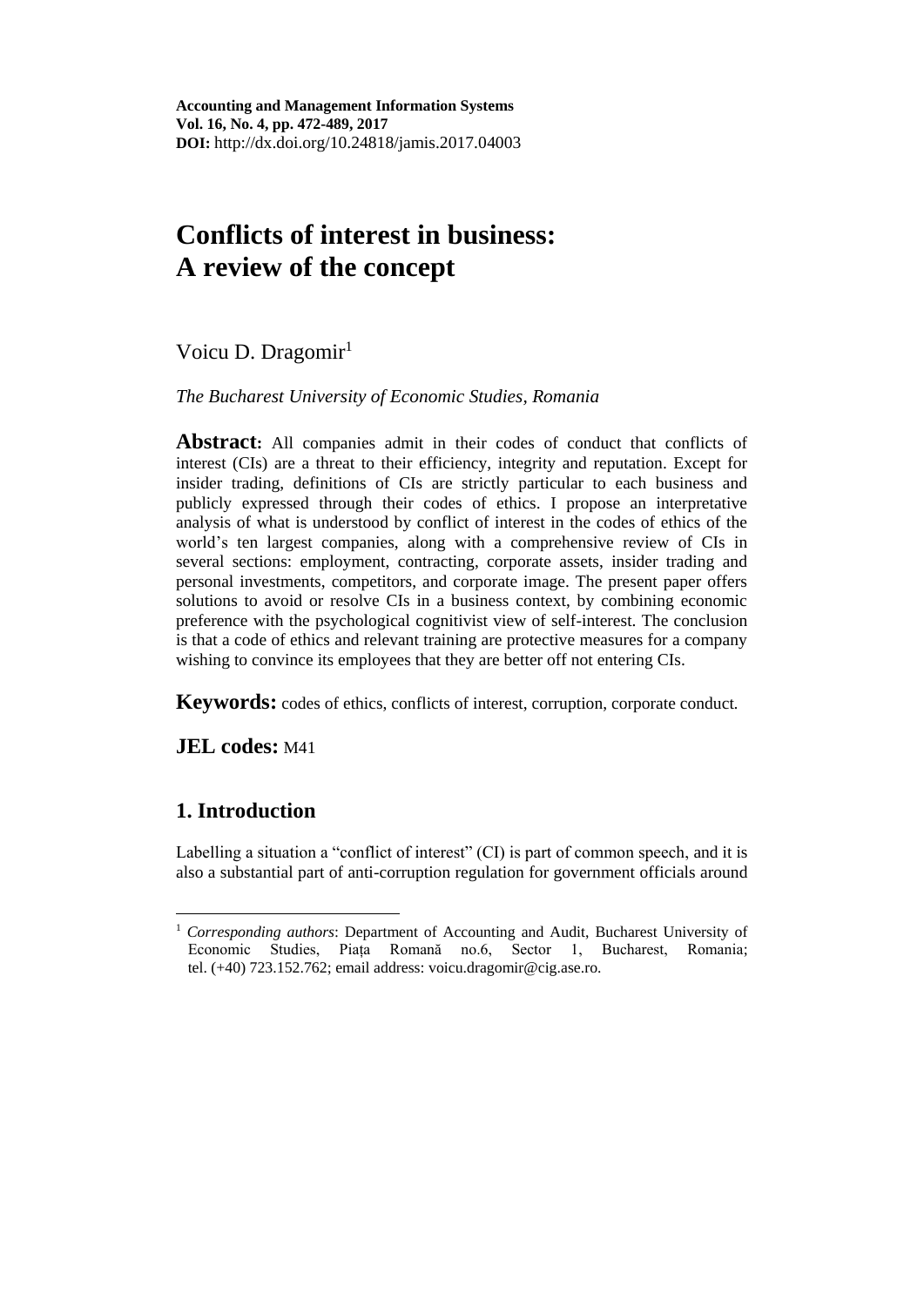# Conflicts of interest in business: A review of the concept

Voicu D. Dragomir[1]

*The Bucharest University of Economic Studies, Romania*

**Abstract:** All companies admit in their codes of conduct that conflicts of interest (CIs) are a threat to their efficiency, integrity and reputation. Except for insider trading, definitions of CIs are strictly particular to each business and publicly expressed through their codes of ethics. I propose an interpretative analysis of what is understood by conflict of interest in the codes of ethics of the world's ten largest companies, along with a comprehensive review of CIs in several sections: employment, contracting, corporate assets, insider trading and personal investments, competitors, and corporate image. The present paper offers solutions to avoid or resolve CIs in a business context, by combining economic preference with the psychological cognitivist view of self-interest. The conclusion is that a code of ethics and relevant training are protective measures for a company wishing to convince its employees that they are better off not entering CIs.

**Keywords:** codes of ethics, conflicts of interest, corruption, corporate conduct.

**JEL codes:** M41

## 1. Introduction

Labelling a situation a "conflict of interest" (CI) is part of common speech, and it is also a substantial part of anti-corruption regulation for government officials around

---

[1] *Corresponding authors*: Department of Accounting and Audit, Bucharest University of Economic Studies, Piața Română no.6, Sector 1, Bucharest, Romania; tel. (+40) 723.152.762; email address: voicu.dragomir@cig.ase.ro.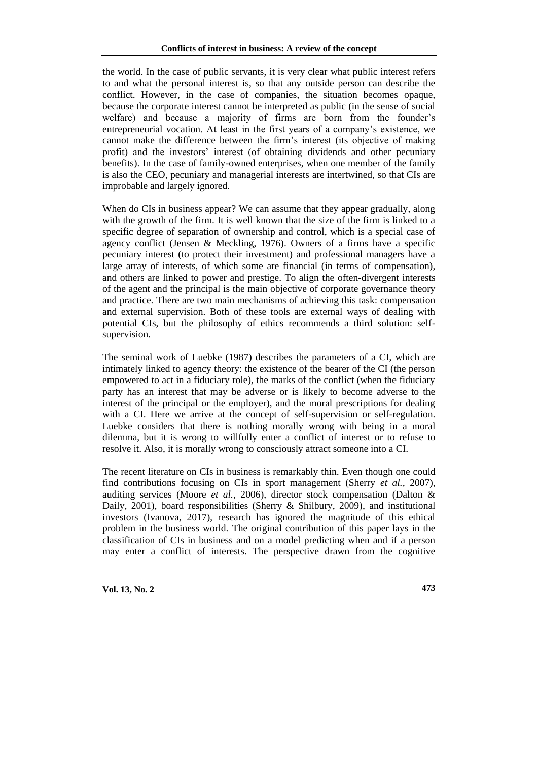the world. In the case of public servants, it is very clear what public interest refers to and what the personal interest is, so that any outside person can describe the conflict. However, in the case of companies, the situation becomes opaque, because the corporate interest cannot be interpreted as public (in the sense of social welfare) and because a majority of firms are born from the founder's entrepreneurial vocation. At least in the first years of a company's existence, we cannot make the difference between the firm's interest (its objective of making profit) and the investors' interest (of obtaining dividends and other pecuniary benefits). In the case of family-owned enterprises, when one member of the family is also the CEO, pecuniary and managerial interests are intertwined, so that CIs are improbable and largely ignored.

When do CIs in business appear? We can assume that they appear gradually, along with the growth of the firm. It is well known that the size of the firm is linked to a specific degree of separation of ownership and control, which is a special case of agency conflict (Jensen & Meckling, 1976). Owners of a firms have a specific pecuniary interest (to protect their investment) and professional managers have a large array of interests, of which some are financial (in terms of compensation), and others are linked to power and prestige. To align the often-divergent interests of the agent and the principal is the main objective of corporate governance theory and practice. There are two main mechanisms of achieving this task: compensation and external supervision. Both of these tools are external ways of dealing with potential CIs, but the philosophy of ethics recommends a third solution: self-supervision.

The seminal work of Luebke (1987) describes the parameters of a CI, which are intimately linked to agency theory: the existence of the bearer of the CI (the person empowered to act in a fiduciary role), the marks of the conflict (when the fiduciary party has an interest that may be adverse or is likely to become adverse to the interest of the principal or the employer), and the moral prescriptions for dealing with a CI. Here we arrive at the concept of self-supervision or self-regulation. Luebke considers that there is nothing morally wrong with being in a moral dilemma, but it is wrong to willfully enter a conflict of interest or to refuse to resolve it. Also, it is morally wrong to consciously attract someone into a CI.

The recent literature on CIs in business is remarkably thin. Even though one could find contributions focusing on CIs in sport management (Sherry *et al.*, 2007), auditing services (Moore *et al.*, 2006), director stock compensation (Dalton & Daily, 2001), board responsibilities (Sherry & Shilbury, 2009), and institutional investors (Ivanova, 2017), research has ignored the magnitude of this ethical problem in the business world. The original contribution of this paper lays in the classification of CIs in business and on a model predicting when and if a person may enter a conflict of interests. The perspective drawn from the cognitive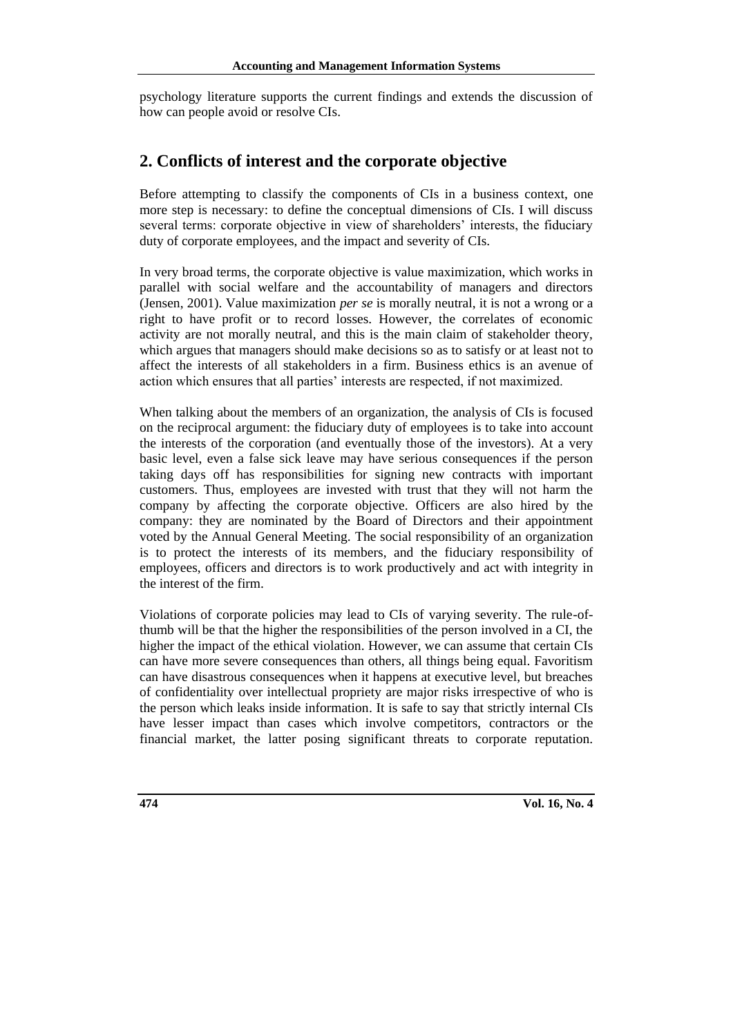psychology literature supports the current findings and extends the discussion of how can people avoid or resolve CIs.

## 2. Conflicts of interest and the corporate objective

Before attempting to classify the components of CIs in a business context, one more step is necessary: to define the conceptual dimensions of CIs. I will discuss several terms: corporate objective in view of shareholders' interests, the fiduciary duty of corporate employees, and the impact and severity of CIs.

In very broad terms, the corporate objective is value maximization, which works in parallel with social welfare and the accountability of managers and directors (Jensen, 2001). Value maximization *per se* is morally neutral, it is not a wrong or a right to have profit or to record losses. However, the correlates of economic activity are not morally neutral, and this is the main claim of stakeholder theory, which argues that managers should make decisions so as to satisfy or at least not to affect the interests of all stakeholders in a firm. Business ethics is an avenue of action which ensures that all parties' interests are respected, if not maximized.

When talking about the members of an organization, the analysis of CIs is focused on the reciprocal argument: the fiduciary duty of employees is to take into account the interests of the corporation (and eventually those of the investors). At a very basic level, even a false sick leave may have serious consequences if the person taking days off has responsibilities for signing new contracts with important customers. Thus, employees are invested with trust that they will not harm the company by affecting the corporate objective. Officers are also hired by the company: they are nominated by the Board of Directors and their appointment voted by the Annual General Meeting. The social responsibility of an organization is to protect the interests of its members, and the fiduciary responsibility of employees, officers and directors is to work productively and act with integrity in the interest of the firm.

Violations of corporate policies may lead to CIs of varying severity. The rule-of-thumb will be that the higher the responsibilities of the person involved in a CI, the higher the impact of the ethical violation. However, we can assume that certain CIs can have more severe consequences than others, all things being equal. Favoritism can have disastrous consequences when it happens at executive level, but breaches of confidentiality over intellectual propriety are major risks irrespective of who is the person which leaks inside information. It is safe to say that strictly internal CIs have lesser impact than cases which involve competitors, contractors or the financial market, the latter posing significant threats to corporate reputation.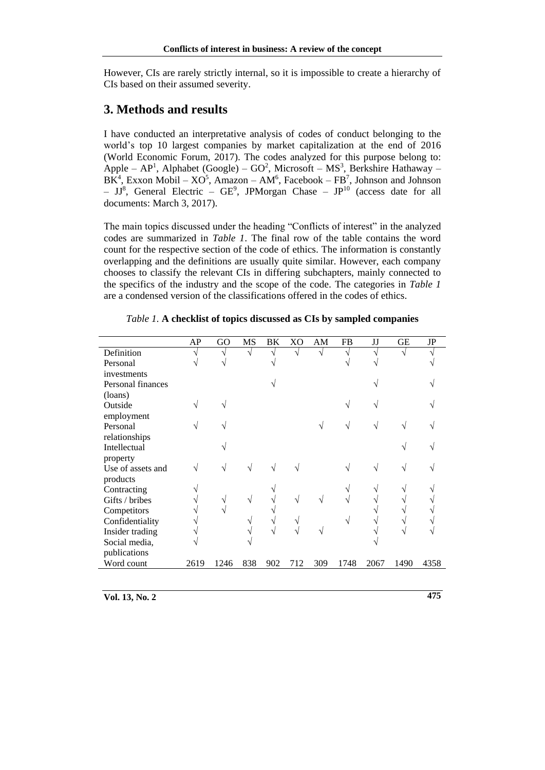However, CIs are rarely strictly internal, so it is impossible to create a hierarchy of CIs based on their assumed severity.

## 3. Methods and results

I have conducted an interpretative analysis of codes of conduct belonging to the world's top 10 largest companies by market capitalization at the end of 2016 (World Economic Forum, 2017). The codes analyzed for this purpose belong to: Apple – AP[1], Alphabet (Google) – GO[2], Microsoft – MS[3], Berkshire Hathaway – BK[4], Exxon Mobil – XO[5], Amazon – AM[6], Facebook – FB[7], Johnson and Johnson – JJ[8], General Electric – GE[9], JPMorgan Chase – JP[10] (access date for all documents: March 3, 2017).

The main topics discussed under the heading "Conflicts of interest" in the analyzed codes are summarized in *Table 1*. The final row of the table contains the word count for the respective section of the code of ethics. The information is constantly overlapping and the definitions are usually quite similar. However, each company chooses to classify the relevant CIs in differing subchapters, mainly connected to the specifics of the industry and the scope of the code. The categories in *Table 1* are a condensed version of the classifications offered in the codes of ethics.

*Table 1.* **A checklist of topics discussed as CIs by sampled companies**

| | AP | GO | MS | BK | XO | AM | FB | JJ | GE | JP |
|---|---|---|---|---|---|---|---|---|---|---|
| Definition | √ | √ | √ | √ | √ | √ | √ | √ | √ | √ |
| Personal investments | √ | √ | | √ | | | √ | √ | | √ |
| Personal finances (loans) | | | | √ | | | | √ | | √ |
| Outside employment | √ | √ | | | | | √ | √ | | √ |
| Personal relationships | √ | √ | | | | √ | √ | √ | √ | √ |
| Intellectual property | | √ | | | | | | | √ | √ |
| Use of assets and products | √ | √ | √ | √ | √ | | √ | √ | √ | √ |
| Contracting | √ | | | √ | | | √ | √ | √ | √ |
| Gifts / bribes | √ | √ | √ | √ | √ | √ | √ | √ | √ | √ |
| Competitors | √ | √ | | √ | | | | √ | √ | √ |
| Confidentiality | √ | | √ | √ | √ | | √ | √ | √ | √ |
| Insider trading | √ | | √ | √ | √ | √ | | √ | √ | √ |
| Social media, publications | √ | | √ | | | | | √ | | |
| Word count | 2619 | 1246 | 838 | 902 | 712 | 309 | 1748 | 2067 | 1490 | 4358 |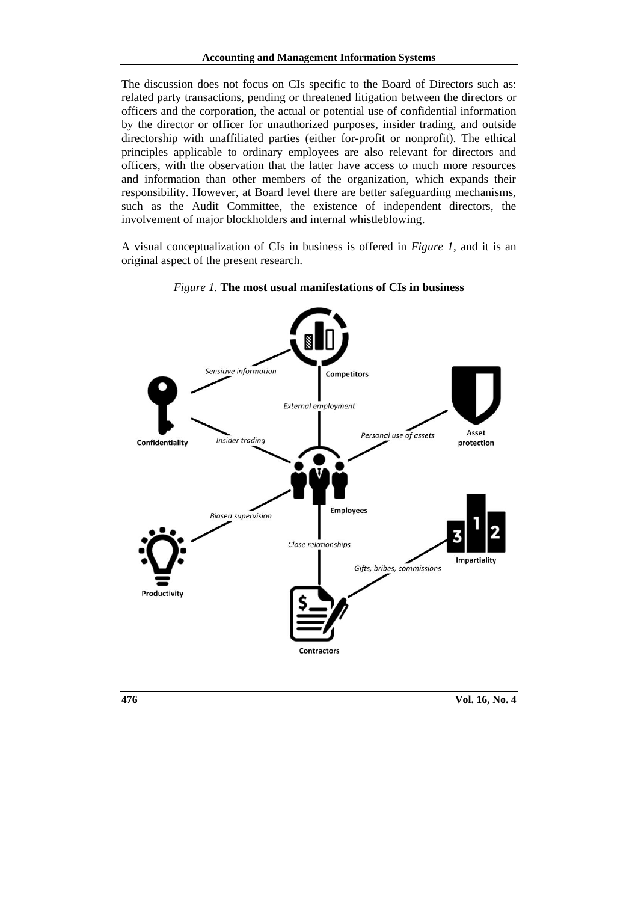The discussion does not focus on CIs specific to the Board of Directors such as: related party transactions, pending or threatened litigation between the directors or officers and the corporation, the actual or potential use of confidential information by the director or officer for unauthorized purposes, insider trading, and outside directorship with unaffiliated parties (either for-profit or nonprofit). The ethical principles applicable to ordinary employees are also relevant for directors and officers, with the observation that the latter have access to much more resources and information than other members of the organization, which expands their responsibility. However, at Board level there are better safeguarding mechanisms, such as the Audit Committee, the existence of independent directors, the involvement of major blockholders and internal whistleblowing.

A visual conceptualization of CIs in business is offered in *Figure 1*, and it is an original aspect of the present research.

*Figure 1.* **The most usual manifestations of CIs in business**

Competitors

Sensitive information

External employment

Confidentiality

Insider trading

Personal use of assets

Asset protection

Employees

Biased supervision

Close relationships

Impartiality

Gifts, bribes, commissions

Productivity

Contractors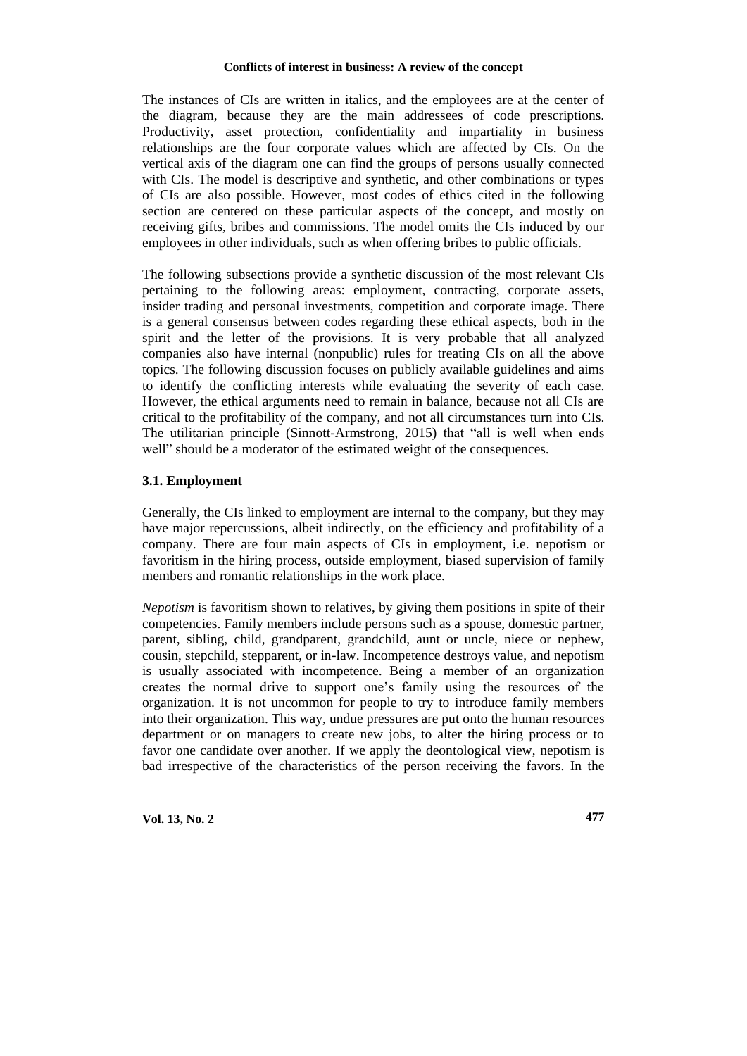The instances of CIs are written in italics, and the employees are at the center of the diagram, because they are the main addressees of code prescriptions. Productivity, asset protection, confidentiality and impartiality in business relationships are the four corporate values which are affected by CIs. On the vertical axis of the diagram one can find the groups of persons usually connected with CIs. The model is descriptive and synthetic, and other combinations or types of CIs are also possible. However, most codes of ethics cited in the following section are centered on these particular aspects of the concept, and mostly on receiving gifts, bribes and commissions. The model omits the CIs induced by our employees in other individuals, such as when offering bribes to public officials.

The following subsections provide a synthetic discussion of the most relevant CIs pertaining to the following areas: employment, contracting, corporate assets, insider trading and personal investments, competition and corporate image. There is a general consensus between codes regarding these ethical aspects, both in the spirit and the letter of the provisions. It is very probable that all analyzed companies also have internal (nonpublic) rules for treating CIs on all the above topics. The following discussion focuses on publicly available guidelines and aims to identify the conflicting interests while evaluating the severity of each case. However, the ethical arguments need to remain in balance, because not all CIs are critical to the profitability of the company, and not all circumstances turn into CIs. The utilitarian principle (Sinnott-Armstrong, 2015) that "all is well when ends well" should be a moderator of the estimated weight of the consequences.

### 3.1. Employment

Generally, the CIs linked to employment are internal to the company, but they may have major repercussions, albeit indirectly, on the efficiency and profitability of a company. There are four main aspects of CIs in employment, i.e. nepotism or favoritism in the hiring process, outside employment, biased supervision of family members and romantic relationships in the work place.

*Nepotism* is favoritism shown to relatives, by giving them positions in spite of their competencies. Family members include persons such as a spouse, domestic partner, parent, sibling, child, grandparent, grandchild, aunt or uncle, niece or nephew, cousin, stepchild, stepparent, or in-law. Incompetence destroys value, and nepotism is usually associated with incompetence. Being a member of an organization creates the normal drive to support one's family using the resources of the organization. It is not uncommon for people to try to introduce family members into their organization. This way, undue pressures are put onto the human resources department or on managers to create new jobs, to alter the hiring process or to favor one candidate over another. If we apply the deontological view, nepotism is bad irrespective of the characteristics of the person receiving the favors. In the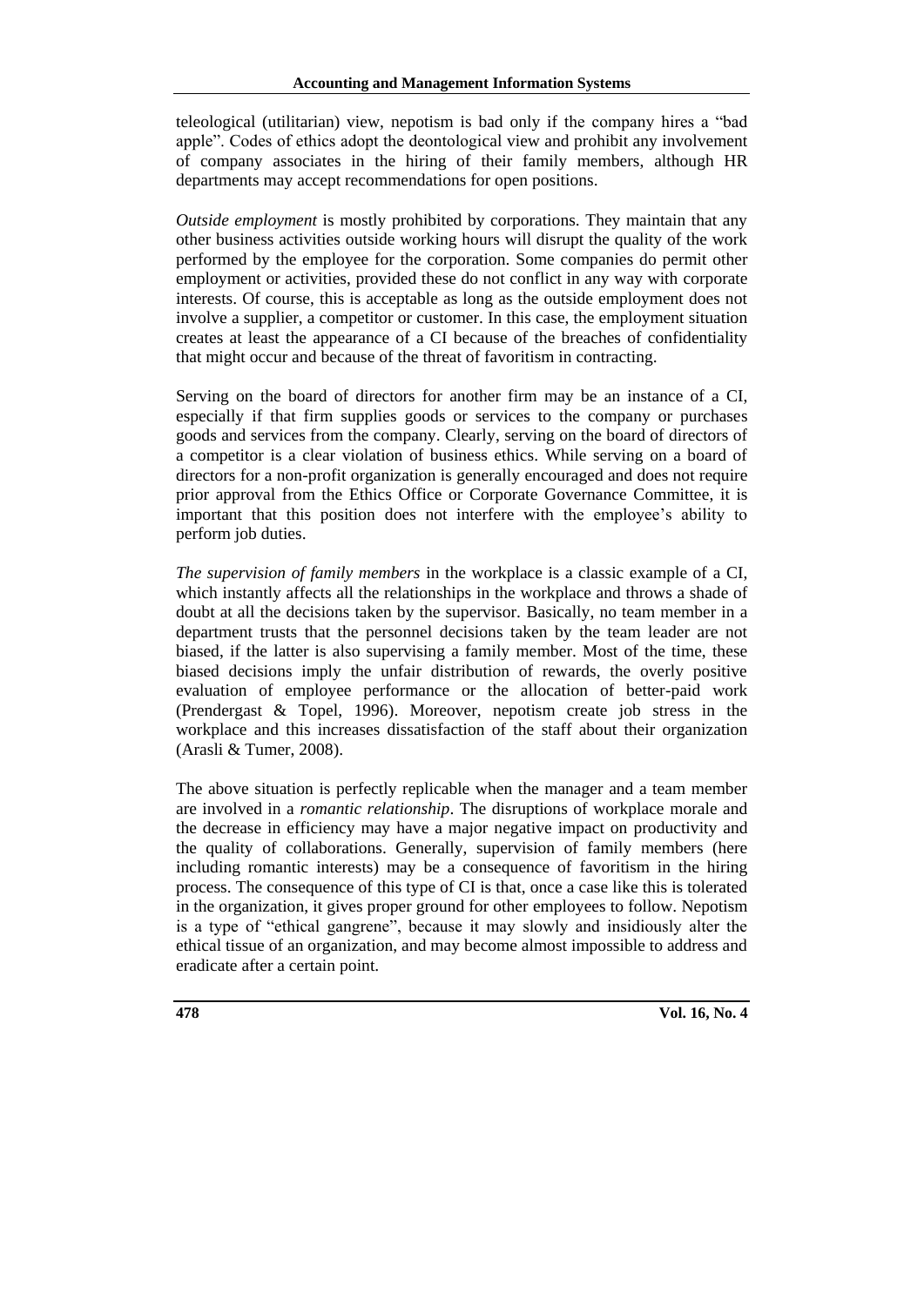teleological (utilitarian) view, nepotism is bad only if the company hires a "bad apple". Codes of ethics adopt the deontological view and prohibit any involvement of company associates in the hiring of their family members, although HR departments may accept recommendations for open positions.

*Outside employment* is mostly prohibited by corporations. They maintain that any other business activities outside working hours will disrupt the quality of the work performed by the employee for the corporation. Some companies do permit other employment or activities, provided these do not conflict in any way with corporate interests. Of course, this is acceptable as long as the outside employment does not involve a supplier, a competitor or customer. In this case, the employment situation creates at least the appearance of a CI because of the breaches of confidentiality that might occur and because of the threat of favoritism in contracting.

Serving on the board of directors for another firm may be an instance of a CI, especially if that firm supplies goods or services to the company or purchases goods and services from the company. Clearly, serving on the board of directors of a competitor is a clear violation of business ethics. While serving on a board of directors for a non-profit organization is generally encouraged and does not require prior approval from the Ethics Office or Corporate Governance Committee, it is important that this position does not interfere with the employee's ability to perform job duties.

*The supervision of family members* in the workplace is a classic example of a CI, which instantly affects all the relationships in the workplace and throws a shade of doubt at all the decisions taken by the supervisor. Basically, no team member in a department trusts that the personnel decisions taken by the team leader are not biased, if the latter is also supervising a family member. Most of the time, these biased decisions imply the unfair distribution of rewards, the overly positive evaluation of employee performance or the allocation of better-paid work (Prendergast & Topel, 1996). Moreover, nepotism create job stress in the workplace and this increases dissatisfaction of the staff about their organization (Arasli & Tumer, 2008).

The above situation is perfectly replicable when the manager and a team member are involved in a *romantic relationship*. The disruptions of workplace morale and the decrease in efficiency may have a major negative impact on productivity and the quality of collaborations. Generally, supervision of family members (here including romantic interests) may be a consequence of favoritism in the hiring process. The consequence of this type of CI is that, once a case like this is tolerated in the organization, it gives proper ground for other employees to follow. Nepotism is a type of "ethical gangrene", because it may slowly and insidiously alter the ethical tissue of an organization, and may become almost impossible to address and eradicate after a certain point.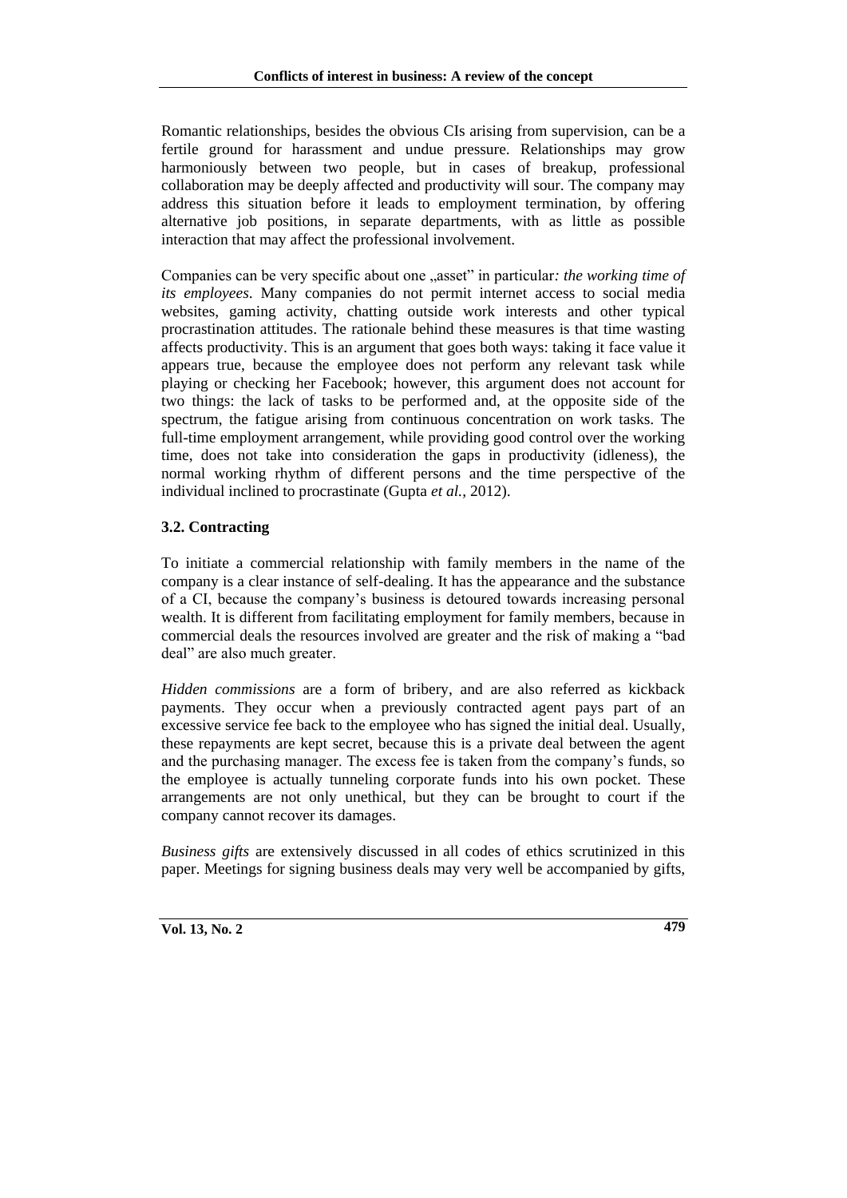Romantic relationships, besides the obvious CIs arising from supervision, can be a fertile ground for harassment and undue pressure. Relationships may grow harmoniously between two people, but in cases of breakup, professional collaboration may be deeply affected and productivity will sour. The company may address this situation before it leads to employment termination, by offering alternative job positions, in separate departments, with as little as possible interaction that may affect the professional involvement.

Companies can be very specific about one „asset" in particular*: the working time of its employees*. Many companies do not permit internet access to social media websites, gaming activity, chatting outside work interests and other typical procrastination attitudes. The rationale behind these measures is that time wasting affects productivity. This is an argument that goes both ways: taking it face value it appears true, because the employee does not perform any relevant task while playing or checking her Facebook; however, this argument does not account for two things: the lack of tasks to be performed and, at the opposite side of the spectrum, the fatigue arising from continuous concentration on work tasks. The full-time employment arrangement, while providing good control over the working time, does not take into consideration the gaps in productivity (idleness), the normal working rhythm of different persons and the time perspective of the individual inclined to procrastinate (Gupta *et al.*, 2012).

### 3.2. Contracting

To initiate a commercial relationship with family members in the name of the company is a clear instance of self-dealing. It has the appearance and the substance of a CI, because the company's business is detoured towards increasing personal wealth. It is different from facilitating employment for family members, because in commercial deals the resources involved are greater and the risk of making a "bad deal" are also much greater.

*Hidden commissions* are a form of bribery, and are also referred as kickback payments. They occur when a previously contracted agent pays part of an excessive service fee back to the employee who has signed the initial deal. Usually, these repayments are kept secret, because this is a private deal between the agent and the purchasing manager. The excess fee is taken from the company's funds, so the employee is actually tunneling corporate funds into his own pocket. These arrangements are not only unethical, but they can be brought to court if the company cannot recover its damages.

*Business gifts* are extensively discussed in all codes of ethics scrutinized in this paper. Meetings for signing business deals may very well be accompanied by gifts,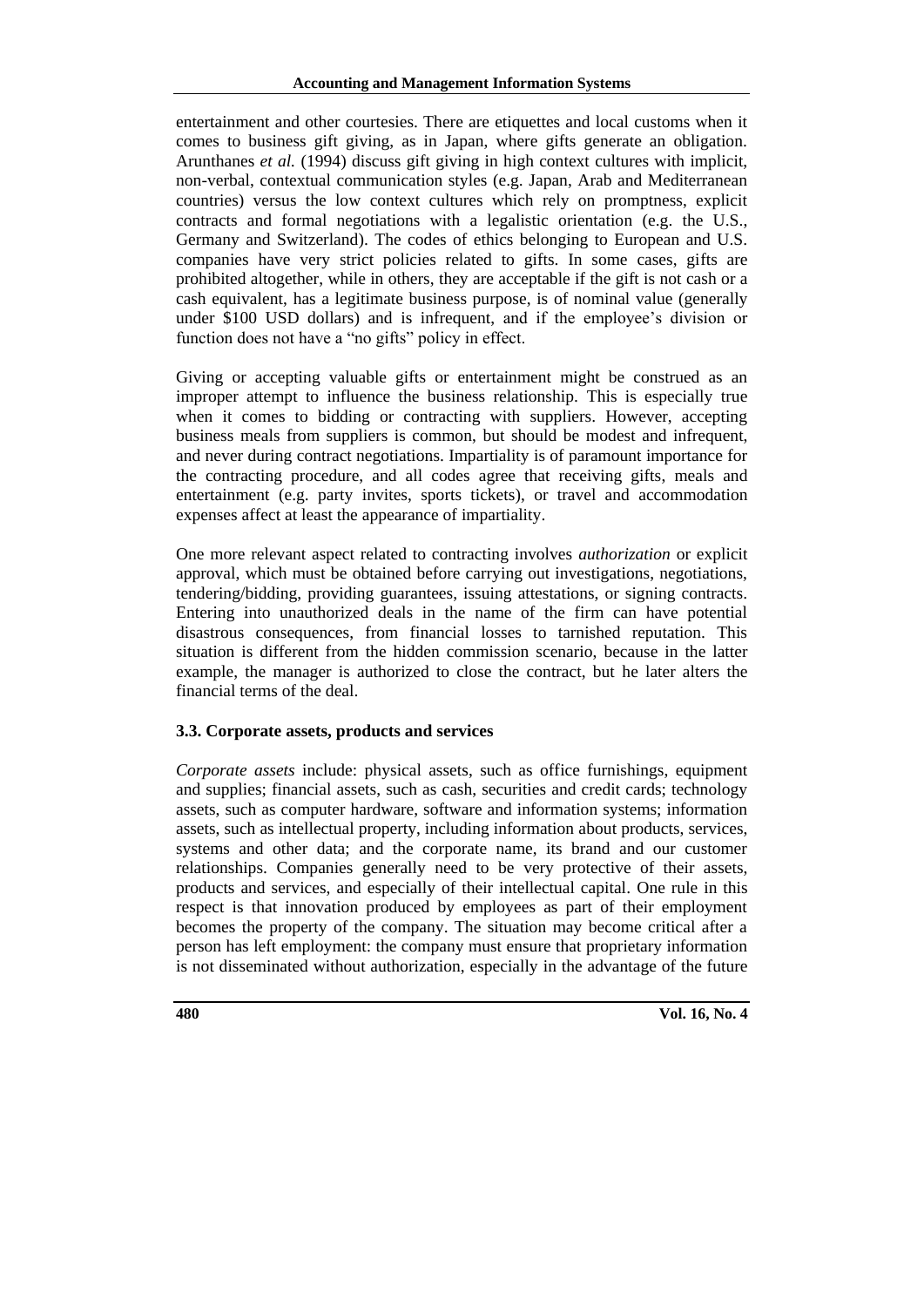entertainment and other courtesies. There are etiquettes and local customs when it comes to business gift giving, as in Japan, where gifts generate an obligation. Arunthanes *et al.* (1994) discuss gift giving in high context cultures with implicit, non-verbal, contextual communication styles (e.g. Japan, Arab and Mediterranean countries) versus the low context cultures which rely on promptness, explicit contracts and formal negotiations with a legalistic orientation (e.g. the U.S., Germany and Switzerland). The codes of ethics belonging to European and U.S. companies have very strict policies related to gifts. In some cases, gifts are prohibited altogether, while in others, they are acceptable if the gift is not cash or a cash equivalent, has a legitimate business purpose, is of nominal value (generally under $100 USD dollars) and is infrequent, and if the employee's division or function does not have a "no gifts" policy in effect.

Giving or accepting valuable gifts or entertainment might be construed as an improper attempt to influence the business relationship. This is especially true when it comes to bidding or contracting with suppliers. However, accepting business meals from suppliers is common, but should be modest and infrequent, and never during contract negotiations. Impartiality is of paramount importance for the contracting procedure, and all codes agree that receiving gifts, meals and entertainment (e.g. party invites, sports tickets), or travel and accommodation expenses affect at least the appearance of impartiality.

One more relevant aspect related to contracting involves *authorization* or explicit approval, which must be obtained before carrying out investigations, negotiations, tendering/bidding, providing guarantees, issuing attestations, or signing contracts. Entering into unauthorized deals in the name of the firm can have potential disastrous consequences, from financial losses to tarnished reputation. This situation is different from the hidden commission scenario, because in the latter example, the manager is authorized to close the contract, but he later alters the financial terms of the deal.

### 3.3. Corporate assets, products and services

*Corporate assets* include: physical assets, such as office furnishings, equipment and supplies; financial assets, such as cash, securities and credit cards; technology assets, such as computer hardware, software and information systems; information assets, such as intellectual property, including information about products, services, systems and other data; and the corporate name, its brand and our customer relationships. Companies generally need to be very protective of their assets, products and services, and especially of their intellectual capital. One rule in this respect is that innovation produced by employees as part of their employment becomes the property of the company. The situation may become critical after a person has left employment: the company must ensure that proprietary information is not disseminated without authorization, especially in the advantage of the future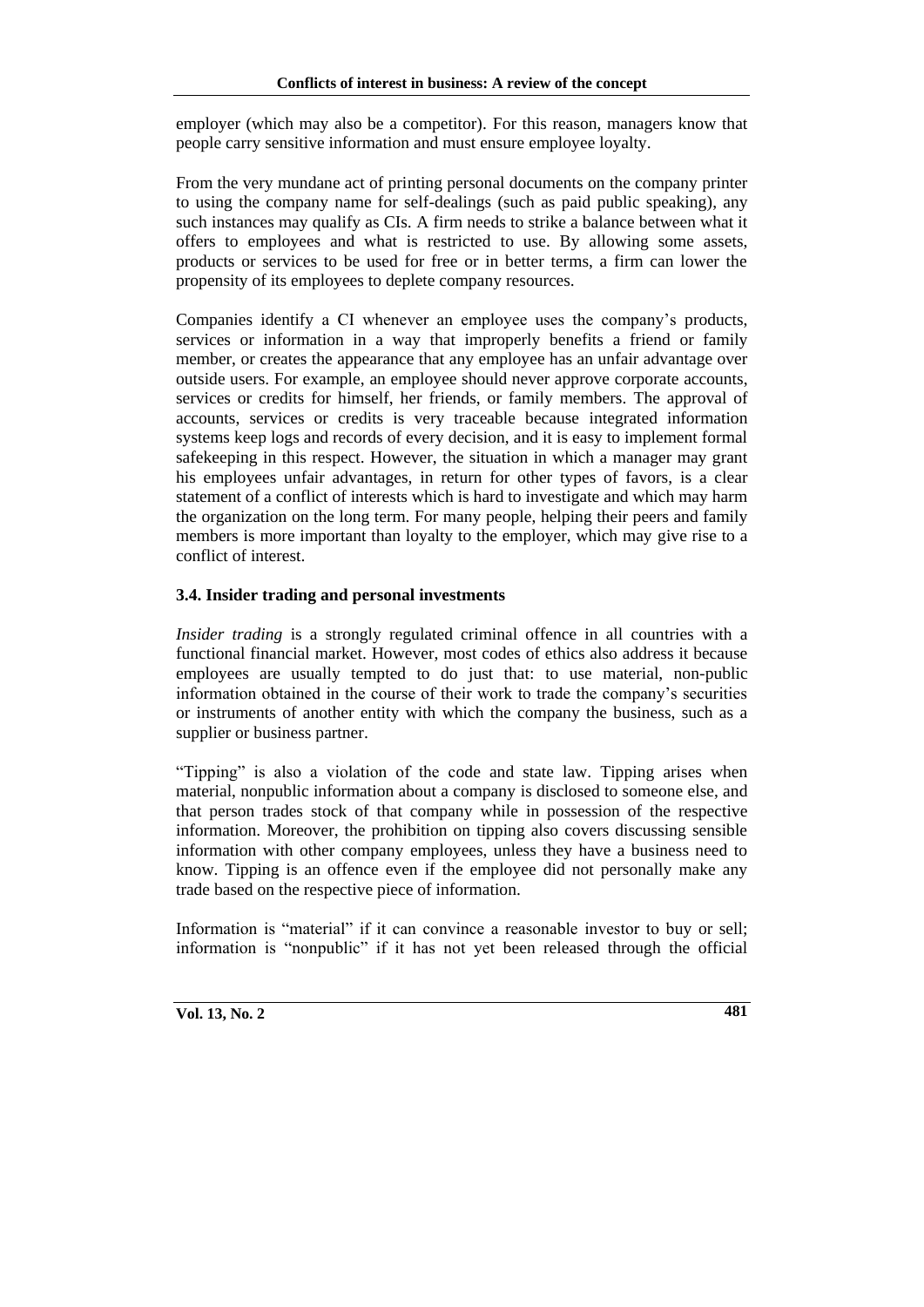employer (which may also be a competitor). For this reason, managers know that people carry sensitive information and must ensure employee loyalty.

From the very mundane act of printing personal documents on the company printer to using the company name for self-dealings (such as paid public speaking), any such instances may qualify as CIs. A firm needs to strike a balance between what it offers to employees and what is restricted to use. By allowing some assets, products or services to be used for free or in better terms, a firm can lower the propensity of its employees to deplete company resources.

Companies identify a CI whenever an employee uses the company's products, services or information in a way that improperly benefits a friend or family member, or creates the appearance that any employee has an unfair advantage over outside users. For example, an employee should never approve corporate accounts, services or credits for himself, her friends, or family members. The approval of accounts, services or credits is very traceable because integrated information systems keep logs and records of every decision, and it is easy to implement formal safekeeping in this respect. However, the situation in which a manager may grant his employees unfair advantages, in return for other types of favors, is a clear statement of a conflict of interests which is hard to investigate and which may harm the organization on the long term. For many people, helping their peers and family members is more important than loyalty to the employer, which may give rise to a conflict of interest.

### 3.4. Insider trading and personal investments

*Insider trading* is a strongly regulated criminal offence in all countries with a functional financial market. However, most codes of ethics also address it because employees are usually tempted to do just that: to use material, non-public information obtained in the course of their work to trade the company's securities or instruments of another entity with which the company the business, such as a supplier or business partner.

"Tipping" is also a violation of the code and state law. Tipping arises when material, nonpublic information about a company is disclosed to someone else, and that person trades stock of that company while in possession of the respective information. Moreover, the prohibition on tipping also covers discussing sensible information with other company employees, unless they have a business need to know. Tipping is an offence even if the employee did not personally make any trade based on the respective piece of information.

Information is "material" if it can convince a reasonable investor to buy or sell; information is "nonpublic" if it has not yet been released through the official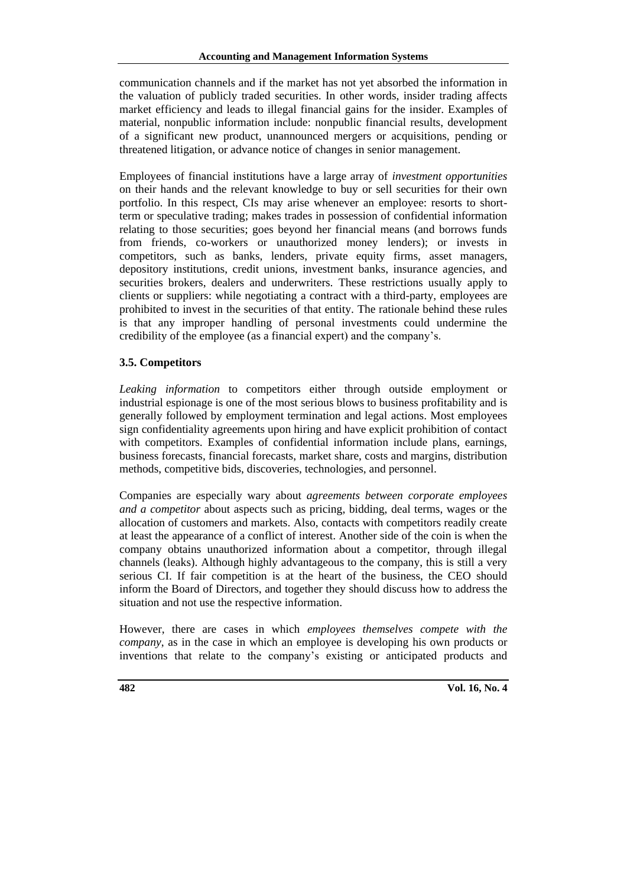communication channels and if the market has not yet absorbed the information in the valuation of publicly traded securities. In other words, insider trading affects market efficiency and leads to illegal financial gains for the insider. Examples of material, nonpublic information include: nonpublic financial results, development of a significant new product, unannounced mergers or acquisitions, pending or threatened litigation, or advance notice of changes in senior management.

Employees of financial institutions have a large array of *investment opportunities* on their hands and the relevant knowledge to buy or sell securities for their own portfolio. In this respect, CIs may arise whenever an employee: resorts to short-term or speculative trading; makes trades in possession of confidential information relating to those securities; goes beyond her financial means (and borrows funds from friends, co-workers or unauthorized money lenders); or invests in competitors, such as banks, lenders, private equity firms, asset managers, depository institutions, credit unions, investment banks, insurance agencies, and securities brokers, dealers and underwriters. These restrictions usually apply to clients or suppliers: while negotiating a contract with a third-party, employees are prohibited to invest in the securities of that entity. The rationale behind these rules is that any improper handling of personal investments could undermine the credibility of the employee (as a financial expert) and the company's.

### 3.5. Competitors

*Leaking information* to competitors either through outside employment or industrial espionage is one of the most serious blows to business profitability and is generally followed by employment termination and legal actions. Most employees sign confidentiality agreements upon hiring and have explicit prohibition of contact with competitors. Examples of confidential information include plans, earnings, business forecasts, financial forecasts, market share, costs and margins, distribution methods, competitive bids, discoveries, technologies, and personnel.

Companies are especially wary about *agreements between corporate employees and a competitor* about aspects such as pricing, bidding, deal terms, wages or the allocation of customers and markets. Also, contacts with competitors readily create at least the appearance of a conflict of interest. Another side of the coin is when the company obtains unauthorized information about a competitor, through illegal channels (leaks). Although highly advantageous to the company, this is still a very serious CI. If fair competition is at the heart of the business, the CEO should inform the Board of Directors, and together they should discuss how to address the situation and not use the respective information.

However, there are cases in which *employees themselves compete with the company*, as in the case in which an employee is developing his own products or inventions that relate to the company's existing or anticipated products and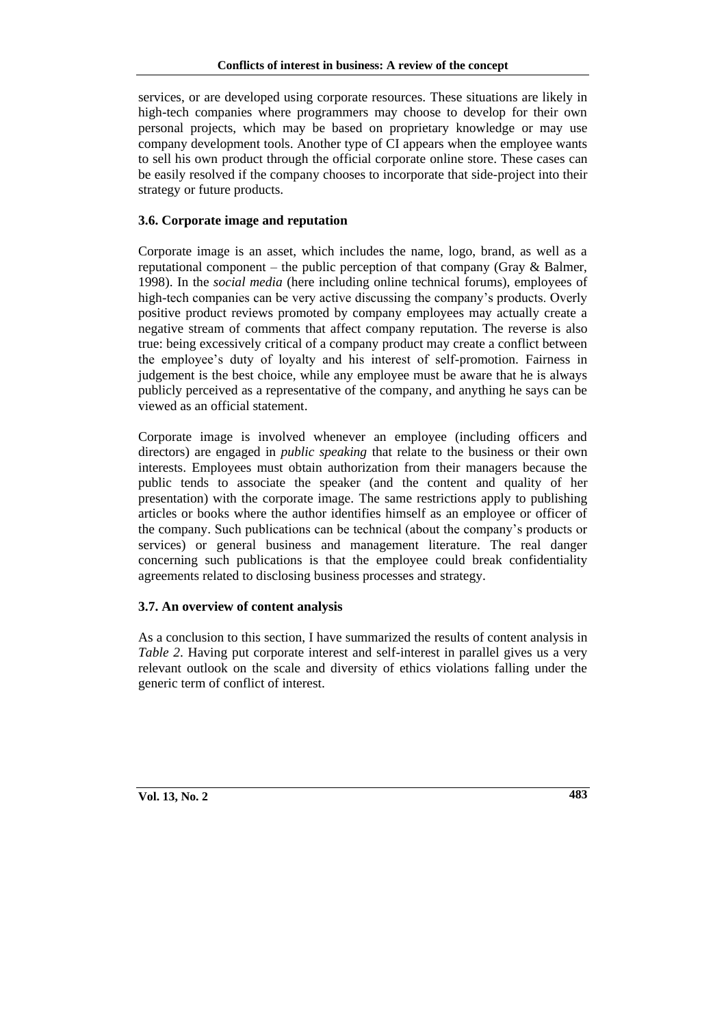services, or are developed using corporate resources. These situations are likely in high-tech companies where programmers may choose to develop for their own personal projects, which may be based on proprietary knowledge or may use company development tools. Another type of CI appears when the employee wants to sell his own product through the official corporate online store. These cases can be easily resolved if the company chooses to incorporate that side-project into their strategy or future products.

### 3.6. Corporate image and reputation

Corporate image is an asset, which includes the name, logo, brand, as well as a reputational component – the public perception of that company (Gray & Balmer, 1998). In the *social media* (here including online technical forums), employees of high-tech companies can be very active discussing the company's products. Overly positive product reviews promoted by company employees may actually create a negative stream of comments that affect company reputation. The reverse is also true: being excessively critical of a company product may create a conflict between the employee's duty of loyalty and his interest of self-promotion. Fairness in judgement is the best choice, while any employee must be aware that he is always publicly perceived as a representative of the company, and anything he says can be viewed as an official statement.

Corporate image is involved whenever an employee (including officers and directors) are engaged in *public speaking* that relate to the business or their own interests. Employees must obtain authorization from their managers because the public tends to associate the speaker (and the content and quality of her presentation) with the corporate image. The same restrictions apply to publishing articles or books where the author identifies himself as an employee or officer of the company. Such publications can be technical (about the company's products or services) or general business and management literature. The real danger concerning such publications is that the employee could break confidentiality agreements related to disclosing business processes and strategy.

### 3.7. An overview of content analysis

As a conclusion to this section, I have summarized the results of content analysis in *Table 2*. Having put corporate interest and self-interest in parallel gives us a very relevant outlook on the scale and diversity of ethics violations falling under the generic term of conflict of interest.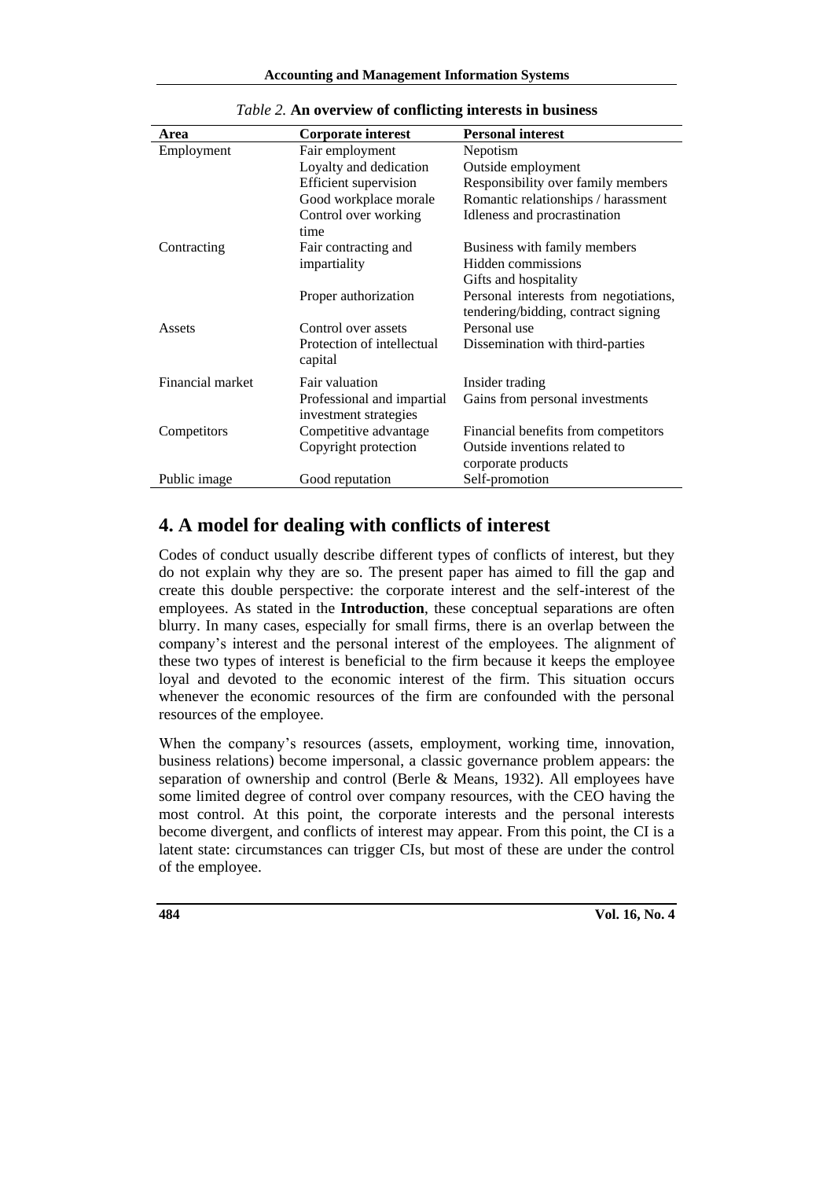*Table 2.* **An overview of conflicting interests in business**

| Area | Corporate interest | Personal interest |
|---|---|---|
| Employment | Fair employment | Nepotism |
| | Loyalty and dedication | Outside employment |
| | Efficient supervision | Responsibility over family members |
| | Good workplace morale | Romantic relationships / harassment |
| | Control over working time | Idleness and procrastination |
| Contracting | Fair contracting and impartiality | Business with family members |
| | | Hidden commissions |
| | | Gifts and hospitality |
| | Proper authorization | Personal interests from negotiations, tendering/bidding, contract signing |
| Assets | Control over assets | Personal use |
| | Protection of intellectual capital | Dissemination with third-parties |
| Financial market | Fair valuation | Insider trading |
| | Professional and impartial investment strategies | Gains from personal investments |
| Competitors | Competitive advantage | Financial benefits from competitors |
| | Copyright protection | Outside inventions related to corporate products |
| Public image | Good reputation | Self-promotion |

## 4. A model for dealing with conflicts of interest

Codes of conduct usually describe different types of conflicts of interest, but they do not explain why they are so. The present paper has aimed to fill the gap and create this double perspective: the corporate interest and the self-interest of the employees. As stated in the **Introduction**, these conceptual separations are often blurry. In many cases, especially for small firms, there is an overlap between the company's interest and the personal interest of the employees. The alignment of these two types of interest is beneficial to the firm because it keeps the employee loyal and devoted to the economic interest of the firm. This situation occurs whenever the economic resources of the firm are confounded with the personal resources of the employee.

When the company's resources (assets, employment, working time, innovation, business relations) become impersonal, a classic governance problem appears: the separation of ownership and control (Berle & Means, 1932). All employees have some limited degree of control over company resources, with the CEO having the most control. At this point, the corporate interests and the personal interests become divergent, and conflicts of interest may appear. From this point, the CI is a latent state: circumstances can trigger CIs, but most of these are under the control of the employee.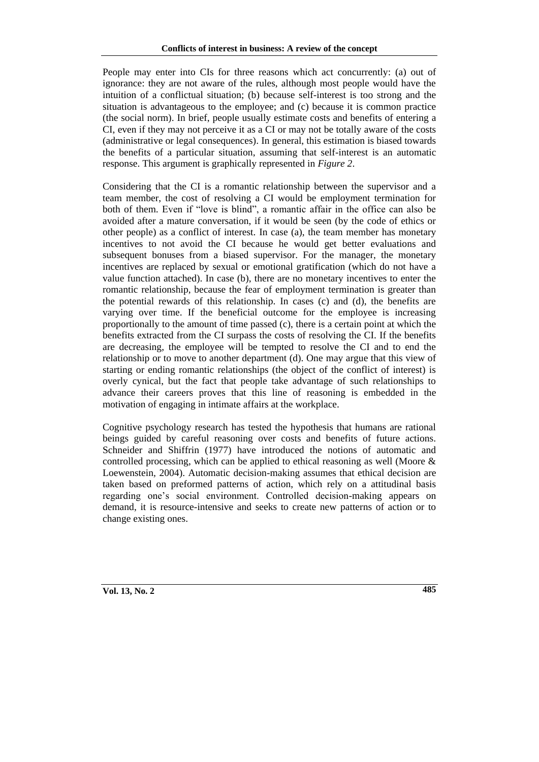People may enter into CIs for three reasons which act concurrently: (a) out of ignorance: they are not aware of the rules, although most people would have the intuition of a conflictual situation; (b) because self-interest is too strong and the situation is advantageous to the employee; and (c) because it is common practice (the social norm). In brief, people usually estimate costs and benefits of entering a CI, even if they may not perceive it as a CI or may not be totally aware of the costs (administrative or legal consequences). In general, this estimation is biased towards the benefits of a particular situation, assuming that self-interest is an automatic response. This argument is graphically represented in *Figure 2*.

Considering that the CI is a romantic relationship between the supervisor and a team member, the cost of resolving a CI would be employment termination for both of them. Even if "love is blind", a romantic affair in the office can also be avoided after a mature conversation, if it would be seen (by the code of ethics or other people) as a conflict of interest. In case (a), the team member has monetary incentives to not avoid the CI because he would get better evaluations and subsequent bonuses from a biased supervisor. For the manager, the monetary incentives are replaced by sexual or emotional gratification (which do not have a value function attached). In case (b), there are no monetary incentives to enter the romantic relationship, because the fear of employment termination is greater than the potential rewards of this relationship. In cases (c) and (d), the benefits are varying over time. If the beneficial outcome for the employee is increasing proportionally to the amount of time passed (c), there is a certain point at which the benefits extracted from the CI surpass the costs of resolving the CI. If the benefits are decreasing, the employee will be tempted to resolve the CI and to end the relationship or to move to another department (d). One may argue that this view of starting or ending romantic relationships (the object of the conflict of interest) is overly cynical, but the fact that people take advantage of such relationships to advance their careers proves that this line of reasoning is embedded in the motivation of engaging in intimate affairs at the workplace.

Cognitive psychology research has tested the hypothesis that humans are rational beings guided by careful reasoning over costs and benefits of future actions. Schneider and Shiffrin (1977) have introduced the notions of automatic and controlled processing, which can be applied to ethical reasoning as well (Moore & Loewenstein, 2004). Automatic decision-making assumes that ethical decision are taken based on preformed patterns of action, which rely on a attitudinal basis regarding one's social environment. Controlled decision-making appears on demand, it is resource-intensive and seeks to create new patterns of action or to change existing ones.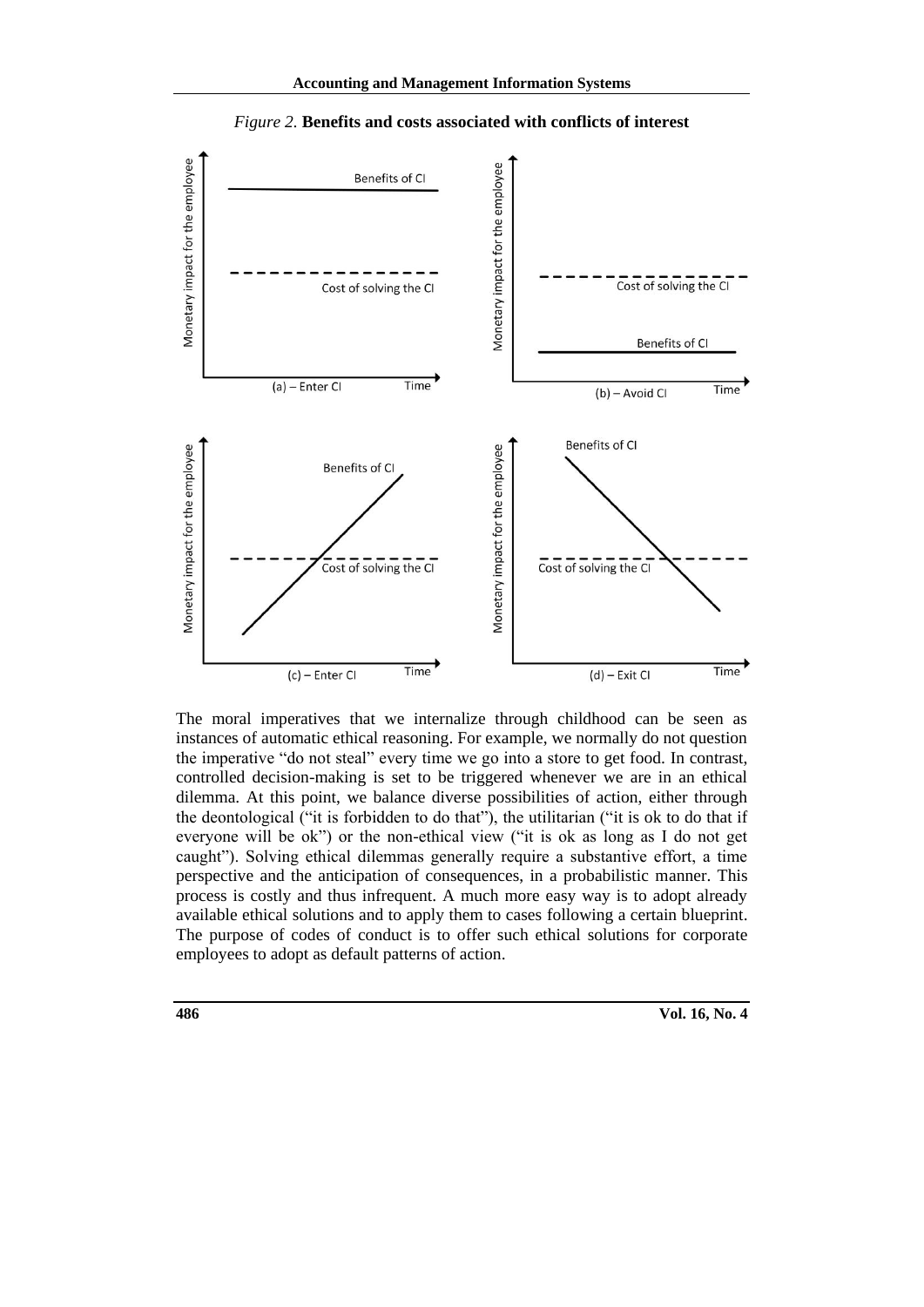*Figure 2.* **Benefits and costs associated with conflicts of interest**

Monetary impact for the employee
Benefits of CI
Cost of solving the CI
Time
(a) – Enter CI

Monetary impact for the employee
Cost of solving the CI
Benefits of CI
Time
(b) – Avoid CI

Monetary impact for the employee
Benefits of CI
Cost of solving the CI
Time
(c) – Enter CI

Monetary impact for the employee
Benefits of CI
Cost of solving the CI
Time
(d) – Exit CI

The moral imperatives that we internalize through childhood can be seen as instances of automatic ethical reasoning. For example, we normally do not question the imperative "do not steal" every time we go into a store to get food. In contrast, controlled decision-making is set to be triggered whenever we are in an ethical dilemma. At this point, we balance diverse possibilities of action, either through the deontological ("it is forbidden to do that"), the utilitarian ("it is ok to do that if everyone will be ok") or the non-ethical view ("it is ok as long as I do not get caught"). Solving ethical dilemmas generally require a substantive effort, a time perspective and the anticipation of consequences, in a probabilistic manner. This process is costly and thus infrequent. A much more easy way is to adopt already available ethical solutions and to apply them to cases following a certain blueprint. The purpose of codes of conduct is to offer such ethical solutions for corporate employees to adopt as default patterns of action.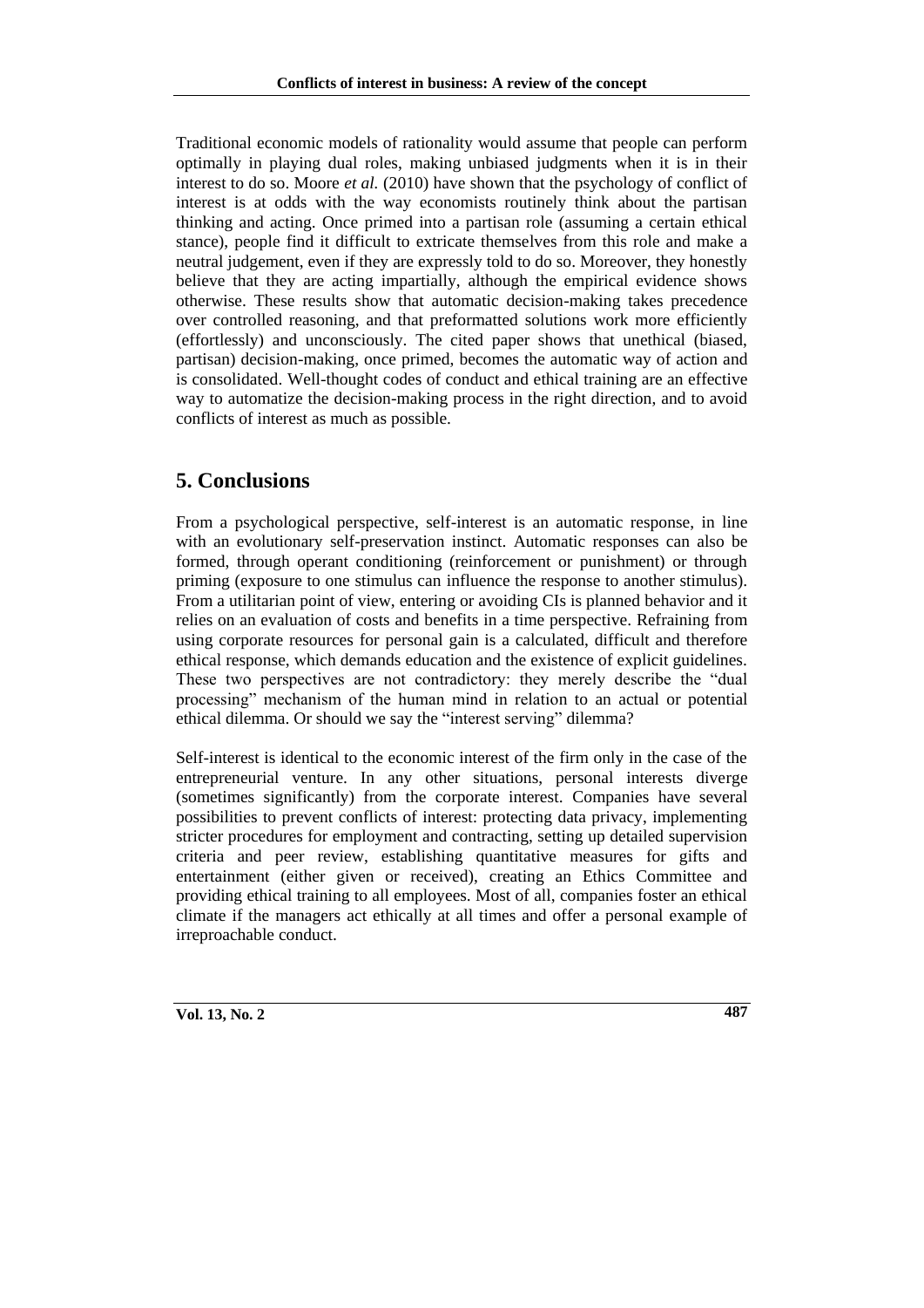Traditional economic models of rationality would assume that people can perform optimally in playing dual roles, making unbiased judgments when it is in their interest to do so. Moore *et al.* (2010) have shown that the psychology of conflict of interest is at odds with the way economists routinely think about the partisan thinking and acting. Once primed into a partisan role (assuming a certain ethical stance), people find it difficult to extricate themselves from this role and make a neutral judgement, even if they are expressly told to do so. Moreover, they honestly believe that they are acting impartially, although the empirical evidence shows otherwise. These results show that automatic decision-making takes precedence over controlled reasoning, and that preformatted solutions work more efficiently (effortlessly) and unconsciously. The cited paper shows that unethical (biased, partisan) decision-making, once primed, becomes the automatic way of action and is consolidated. Well-thought codes of conduct and ethical training are an effective way to automatize the decision-making process in the right direction, and to avoid conflicts of interest as much as possible.

## 5. Conclusions

From a psychological perspective, self-interest is an automatic response, in line with an evolutionary self-preservation instinct. Automatic responses can also be formed, through operant conditioning (reinforcement or punishment) or through priming (exposure to one stimulus can influence the response to another stimulus). From a utilitarian point of view, entering or avoiding CIs is planned behavior and it relies on an evaluation of costs and benefits in a time perspective. Refraining from using corporate resources for personal gain is a calculated, difficult and therefore ethical response, which demands education and the existence of explicit guidelines. These two perspectives are not contradictory: they merely describe the "dual processing" mechanism of the human mind in relation to an actual or potential ethical dilemma. Or should we say the "interest serving" dilemma?

Self-interest is identical to the economic interest of the firm only in the case of the entrepreneurial venture. In any other situations, personal interests diverge (sometimes significantly) from the corporate interest. Companies have several possibilities to prevent conflicts of interest: protecting data privacy, implementing stricter procedures for employment and contracting, setting up detailed supervision criteria and peer review, establishing quantitative measures for gifts and entertainment (either given or received), creating an Ethics Committee and providing ethical training to all employees. Most of all, companies foster an ethical climate if the managers act ethically at all times and offer a personal example of irreproachable conduct.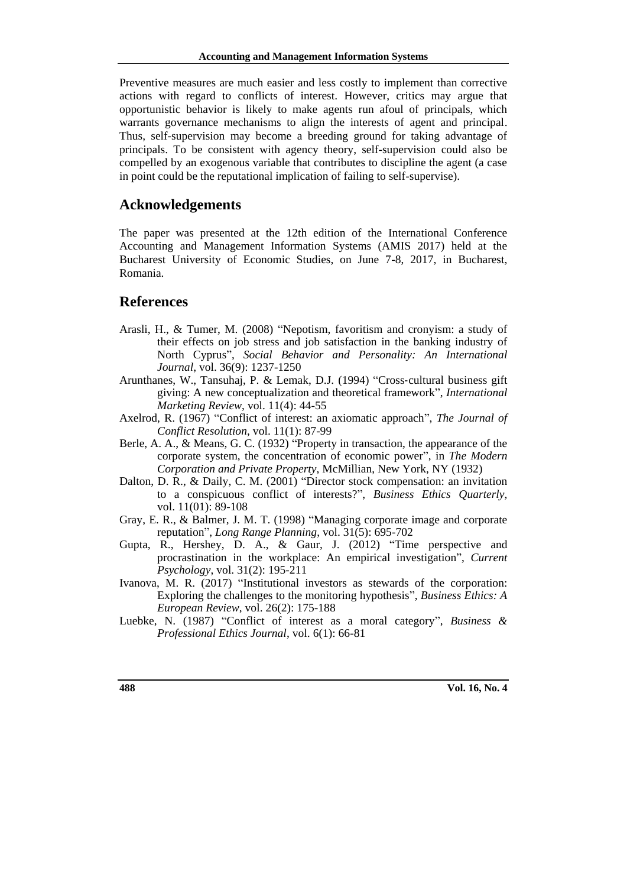Preventive measures are much easier and less costly to implement than corrective actions with regard to conflicts of interest. However, critics may argue that opportunistic behavior is likely to make agents run afoul of principals, which warrants governance mechanisms to align the interests of agent and principal. Thus, self-supervision may become a breeding ground for taking advantage of principals. To be consistent with agency theory, self-supervision could also be compelled by an exogenous variable that contributes to discipline the agent (a case in point could be the reputational implication of failing to self-supervise).

## Acknowledgements

The paper was presented at the 12th edition of the International Conference Accounting and Management Information Systems (AMIS 2017) held at the Bucharest University of Economic Studies, on June 7-8, 2017, in Bucharest, Romania.

## References

Arasli, H., & Tumer, M. (2008) "Nepotism, favoritism and cronyism: a study of their effects on job stress and job satisfaction in the banking industry of North Cyprus", *Social Behavior and Personality: An International Journal*, vol. 36(9): 1237-1250

Arunthanes, W., Tansuhaj, P. & Lemak, D.J. (1994) "Cross-cultural business gift giving: A new conceptualization and theoretical framework", *International Marketing Review*, vol. 11(4): 44-55

Axelrod, R. (1967) "Conflict of interest: an axiomatic approach", *The Journal of Conflict Resolution*, vol. 11(1): 87-99

Berle, A. A., & Means, G. C. (1932) "Property in transaction, the appearance of the corporate system, the concentration of economic power", in *The Modern Corporation and Private Property*, McMillian, New York, NY (1932)

Dalton, D. R., & Daily, C. M. (2001) "Director stock compensation: an invitation to a conspicuous conflict of interests?", *Business Ethics Quarterly*, vol. 11(01): 89-108

Gray, E. R., & Balmer, J. M. T. (1998) "Managing corporate image and corporate reputation", *Long Range Planning*, vol. 31(5): 695-702

Gupta, R., Hershey, D. A., & Gaur, J. (2012) "Time perspective and procrastination in the workplace: An empirical investigation", *Current Psychology*, vol. 31(2): 195-211

Ivanova, M. R. (2017) "Institutional investors as stewards of the corporation: Exploring the challenges to the monitoring hypothesis", *Business Ethics: A European Review*, vol. 26(2): 175-188

Luebke, N. (1987) "Conflict of interest as a moral category", *Business & Professional Ethics Journal*, vol. 6(1): 66-81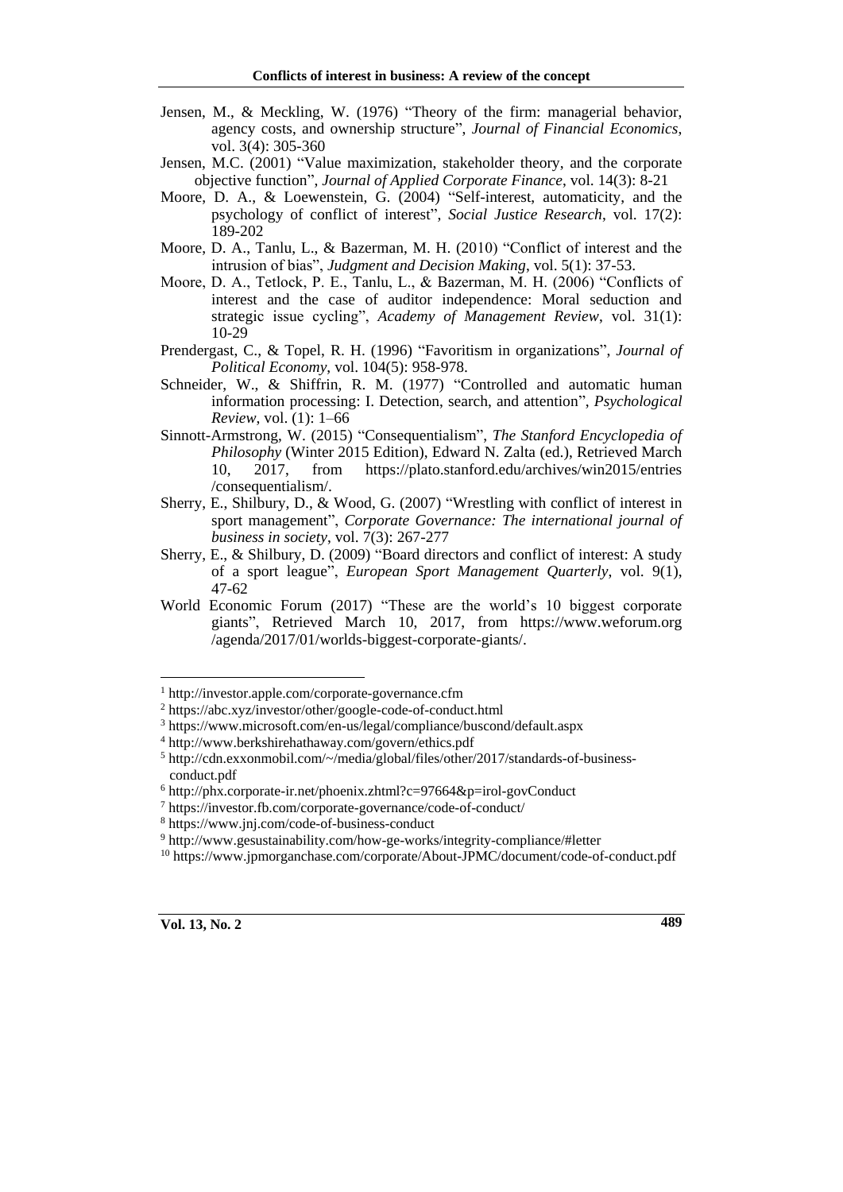Jensen, M., & Meckling, W. (1976) "Theory of the firm: managerial behavior, agency costs, and ownership structure", *Journal of Financial Economics*, vol. 3(4): 305-360

Jensen, M.C. (2001) "Value maximization, stakeholder theory, and the corporate objective function", *Journal of Applied Corporate Finance*, vol. 14(3): 8-21

Moore, D. A., & Loewenstein, G. (2004) "Self-interest, automaticity, and the psychology of conflict of interest", *Social Justice Research*, vol. 17(2): 189-202

Moore, D. A., Tanlu, L., & Bazerman, M. H. (2010) "Conflict of interest and the intrusion of bias", *Judgment and Decision Making*, vol. 5(1): 37-53.

Moore, D. A., Tetlock, P. E., Tanlu, L., & Bazerman, M. H. (2006) "Conflicts of interest and the case of auditor independence: Moral seduction and strategic issue cycling", *Academy of Management Review*, vol. 31(1): 10-29

Prendergast, C., & Topel, R. H. (1996) "Favoritism in organizations", *Journal of Political Economy*, vol. 104(5): 958-978.

Schneider, W., & Shiffrin, R. M. (1977) "Controlled and automatic human information processing: I. Detection, search, and attention", *Psychological Review*, vol. (1): 1–66

Sinnott-Armstrong, W. (2015) "Consequentialism", *The Stanford Encyclopedia of Philosophy* (Winter 2015 Edition), Edward N. Zalta (ed.), Retrieved March 10, 2017, from https://plato.stanford.edu/archives/win2015/entries/consequentialism/.

Sherry, E., Shilbury, D., & Wood, G. (2007) "Wrestling with conflict of interest in sport management", *Corporate Governance: The international journal of business in society*, vol. 7(3): 267-277

Sherry, E., & Shilbury, D. (2009) "Board directors and conflict of interest: A study of a sport league", *European Sport Management Quarterly*, vol. 9(1), 47-62

World Economic Forum (2017) "These are the world's 10 biggest corporate giants", Retrieved March 10, 2017, from https://www.weforum.org/agenda/2017/01/worlds-biggest-corporate-giants/.

---

[1] http://investor.apple.com/corporate-governance.cfm

[2] https://abc.xyz/investor/other/google-code-of-conduct.html

[3] https://www.microsoft.com/en-us/legal/compliance/buscond/default.aspx

[4] http://www.berkshirehathaway.com/govern/ethics.pdf

[5] http://cdn.exxonmobil.com/~/media/global/files/other/2017/standards-of-business-conduct.pdf

[6] http://phx.corporate-ir.net/phoenix.zhtml?c=97664&p=irol-govConduct

[7] https://investor.fb.com/corporate-governance/code-of-conduct/

[8] https://www.jnj.com/code-of-business-conduct

[9] http://www.gesustainability.com/how-ge-works/integrity-compliance/#letter

[10] https://www.jpmorganchase.com/corporate/About-JPMC/document/code-of-conduct.pdf